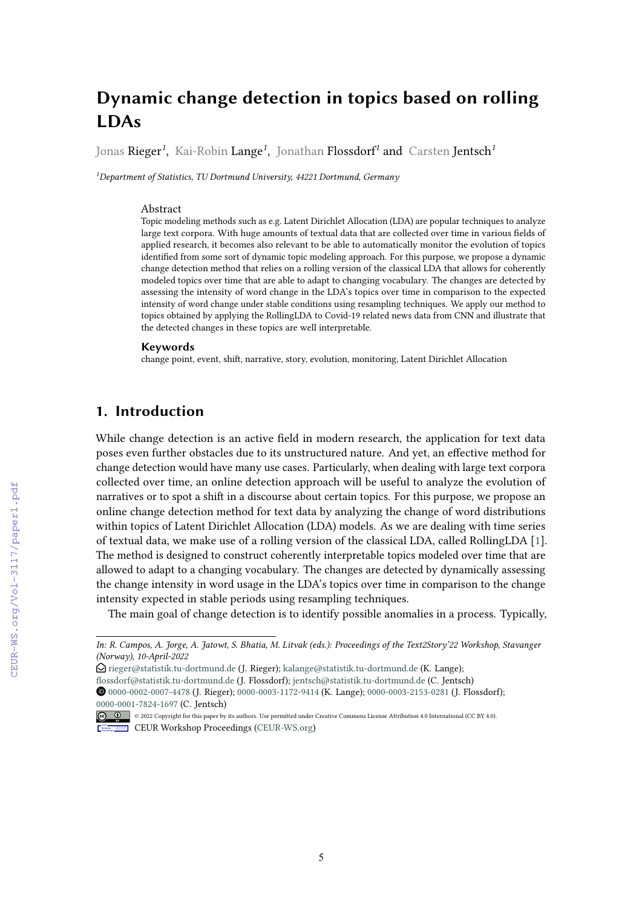# Dynamic change detection in topics based on rolling LDAs

Jonas Rieger[1], Kai-Robin Lange[1], Jonathan Flossdorf[1] and Carsten Jentsch[1]

[1]*Department of Statistics, TU Dortmund University, 44221 Dortmund, Germany*

## Abstract

Topic modeling methods such as e.g. Latent Dirichlet Allocation (LDA) are popular techniques to analyze large text corpora. With huge amounts of textual data that are collected over time in various fields of applied research, it becomes also relevant to be able to automatically monitor the evolution of topics identified from some sort of dynamic topic modeling approach. For this purpose, we propose a dynamic change detection method that relies on a rolling version of the classical LDA that allows for coherently modeled topics over time that are able to adapt to changing vocabulary. The changes are detected by assessing the intensity of word change in the LDA's topics over time in comparison to the expected intensity of word change under stable conditions using resampling techniques. We apply our method to topics obtained by applying the RollingLDA to Covid-19 related news data from CNN and illustrate that the detected changes in these topics are well interpretable.

### Keywords

change point, event, shift, narrative, story, evolution, monitoring, Latent Dirichlet Allocation

## 1. Introduction

While change detection is an active field in modern research, the application for text data poses even further obstacles due to its unstructured nature. And yet, an effective method for change detection would have many use cases. Particularly, when dealing with large text corpora collected over time, an online detection approach will be useful to analyze the evolution of narratives or to spot a shift in a discourse about certain topics. For this purpose, we propose an online change detection method for text data by analyzing the change of word distributions within topics of Latent Dirichlet Allocation (LDA) models. As we are dealing with time series of textual data, we make use of a rolling version of the classical LDA, called RollingLDA [1]. The method is designed to construct coherently interpretable topics modeled over time that are allowed to adapt to a changing vocabulary. The changes are detected by dynamically assessing the change intensity in word usage in the LDA's topics over time in comparison to the change intensity expected in stable periods using resampling techniques.

The main goal of change detection is to identify possible anomalies in a process. Typically,

---

*In: R. Campos, A. Jorge, A. Jatowt, S. Bhatia, M. Litvak (eds.): Proceedings of the Text2Story'22 Workshop, Stavanger (Norway), 10-April-2022*

rieger@statistik.tu-dortmund.de (J. Rieger); kalange@statistik.tu-dortmund.de (K. Lange); flossdorf@statistik.tu-dortmund.de (J. Flossdorf); jentsch@statistik.tu-dortmund.de (C. Jentsch)

0000-0002-0007-4478 (J. Rieger); 0000-0003-1172-9414 (K. Lange); 0000-0003-2153-0281 (J. Flossdorf); 0000-0001-7824-1697 (C. Jentsch)

© 2022 Copyright for this paper by its authors. Use permitted under Creative Commons License Attribution 4.0 International (CC BY 4.0).

CEUR Workshop Proceedings (CEUR-WS.org)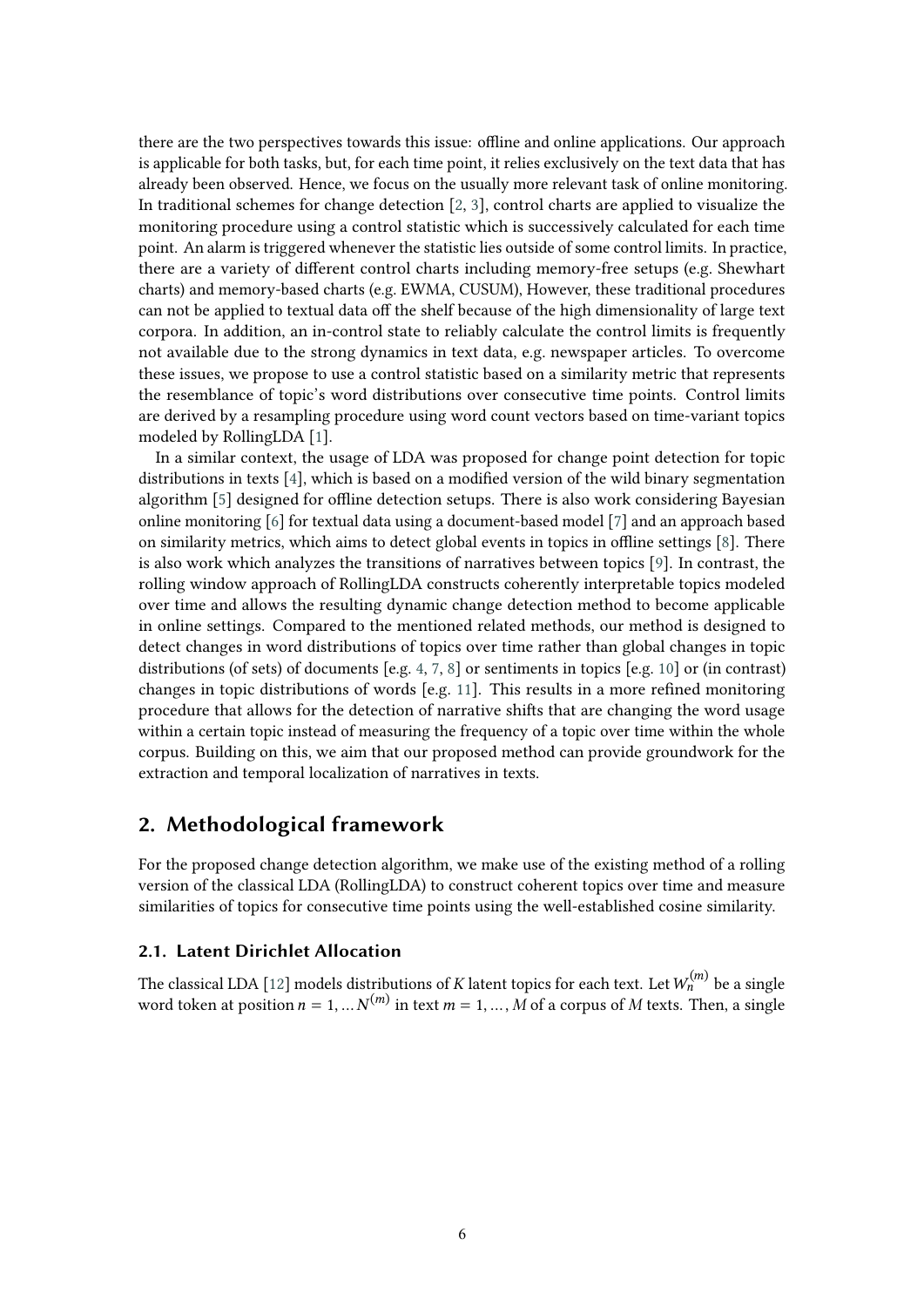there are the two perspectives towards this issue: offline and online applications. Our approach is applicable for both tasks, but, for each time point, it relies exclusively on the text data that has already been observed. Hence, we focus on the usually more relevant task of online monitoring. In traditional schemes for change detection [2, 3], control charts are applied to visualize the monitoring procedure using a control statistic which is successively calculated for each time point. An alarm is triggered whenever the statistic lies outside of some control limits. In practice, there are a variety of different control charts including memory-free setups (e.g. Shewhart charts) and memory-based charts (e.g. EWMA, CUSUM), However, these traditional procedures can not be applied to textual data off the shelf because of the high dimensionality of large text corpora. In addition, an in-control state to reliably calculate the control limits is frequently not available due to the strong dynamics in text data, e.g. newspaper articles. To overcome these issues, we propose to use a control statistic based on a similarity metric that represents the resemblance of topic's word distributions over consecutive time points. Control limits are derived by a resampling procedure using word count vectors based on time-variant topics modeled by RollingLDA [1].

In a similar context, the usage of LDA was proposed for change point detection for topic distributions in texts [4], which is based on a modified version of the wild binary segmentation algorithm [5] designed for offline detection setups. There is also work considering Bayesian online monitoring [6] for textual data using a document-based model [7] and an approach based on similarity metrics, which aims to detect global events in topics in offline settings [8]. There is also work which analyzes the transitions of narratives between topics [9]. In contrast, the rolling window approach of RollingLDA constructs coherently interpretable topics modeled over time and allows the resulting dynamic change detection method to become applicable in online settings. Compared to the mentioned related methods, our method is designed to detect changes in word distributions of topics over time rather than global changes in topic distributions (of sets) of documents [e.g. 4, 7, 8] or sentiments in topics [e.g. 10] or (in contrast) changes in topic distributions of words [e.g. 11]. This results in a more refined monitoring procedure that allows for the detection of narrative shifts that are changing the word usage within a certain topic instead of measuring the frequency of a topic over time within the whole corpus. Building on this, we aim that our proposed method can provide groundwork for the extraction and temporal localization of narratives in texts.

## 2. Methodological framework

For the proposed change detection algorithm, we make use of the existing method of a rolling version of the classical LDA (RollingLDA) to construct coherent topics over time and measure similarities of topics for consecutive time points using the well-established cosine similarity.

### 2.1. Latent Dirichlet Allocation

The classical LDA [12] models distributions of $K$ latent topics for each text. Let $W_n^{(m)}$ be a single word token at position $n = 1, \ldots N^{(m)}$ in text $m = 1, \ldots, M$ of a corpus of $M$ texts. Then, a single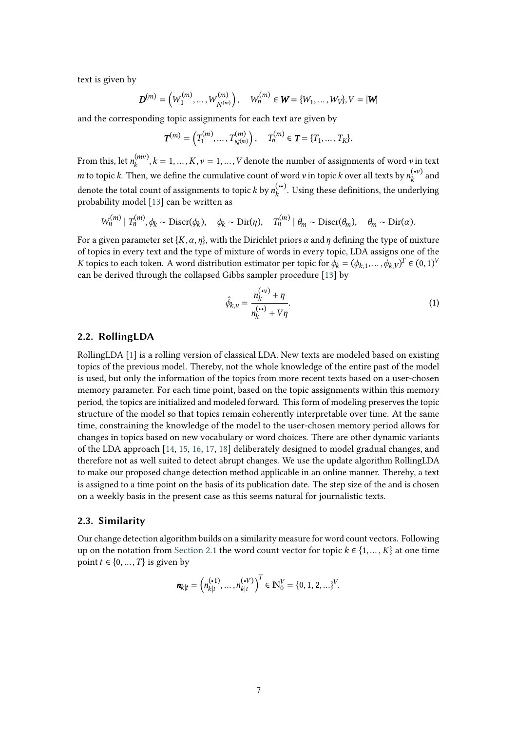text is given by

$$\boldsymbol{D}^{(m)} = \left(W_1^{(m)}, \dots, W_{N^{(m)}}^{(m)}\right), \quad W_n^{(m)} \in \boldsymbol{W} = \{W_1, \dots, W_V\}, V = |\boldsymbol{W}|$$

and the corresponding topic assignments for each text are given by

$$\boldsymbol{T}^{(m)} = \left(T_1^{(m)}, \dots, T_{N^{(m)}}^{(m)}\right), \quad T_n^{(m)} \in \boldsymbol{T} = \{T_1, \dots, T_K\}.$$

From this, let $n_k^{(mv)}, k = 1, \dots, K, v = 1, \dots, V$ denote the number of assignments of word $v$ in text $m$ to topic $k$. Then, we define the cumulative count of word $v$ in topic $k$ over all texts by $n_k^{(\bullet v)}$ and denote the total count of assignments to topic $k$ by $n_k^{(\bullet\bullet)}$. Using these definitions, the underlying probability model [13] can be written as

$$W_n^{(m)} \mid T_n^{(m)}, \phi_k \sim \mathrm{Discr}(\phi_k), \quad \phi_k \sim \mathrm{Dir}(\eta), \quad T_n^{(m)} \mid \theta_m \sim \mathrm{Discr}(\theta_m), \quad \theta_m \sim \mathrm{Dir}(\alpha).$$

For a given parameter set $\{K, \alpha, \eta\}$, with the Dirichlet priors $\alpha$ and $\eta$ defining the type of mixture of topics in every text and the type of mixture of words in every topic, LDA assigns one of the $K$ topics to each token. A word distribution estimator per topic for $\phi_k = (\phi_{k,1}, \dots, \phi_{k,V})^T \in (0,1)^V$ can be derived through the collapsed Gibbs sampler procedure [13] by

$$\hat{\phi}_{k,v} = \frac{n_k^{(\bullet v)} + \eta}{n_k^{(\bullet\bullet)} + V\eta}. \tag{1}$$

## 2.2. RollingLDA

RollingLDA [1] is a rolling version of classical LDA. New texts are modeled based on existing topics of the previous model. Thereby, not the whole knowledge of the entire past of the model is used, but only the information of the topics from more recent texts based on a user-chosen memory parameter. For each time point, based on the topic assignments within this memory period, the topics are initialized and modeled forward. This form of modeling preserves the topic structure of the model so that topics remain coherently interpretable over time. At the same time, constraining the knowledge of the model to the user-chosen memory period allows for changes in topics based on new vocabulary or word choices. There are other dynamic variants of the LDA approach [14, 15, 16, 17, 18] deliberately designed to model gradual changes, and therefore not as well suited to detect abrupt changes. We use the update algorithm RollingLDA to make our proposed change detection method applicable in an online manner. Thereby, a text is assigned to a time point on the basis of its publication date. The step size of the and is chosen on a weekly basis in the present case as this seems natural for journalistic texts.

## 2.3. Similarity

Our change detection algorithm builds on a similarity measure for word count vectors. Following up on the notation from Section 2.1 the word count vector for topic $k \in \{1, \dots, K\}$ at one time point $t \in \{0, \dots, T\}$ is given by

$$\boldsymbol{n}_{k|t} = \left(n_{k|t}^{(\bullet 1)}, \dots, n_{k|t}^{(\bullet V)}\right)^T \in \mathbb{N}_0^V = \{0, 1, 2, \dots\}^V.$$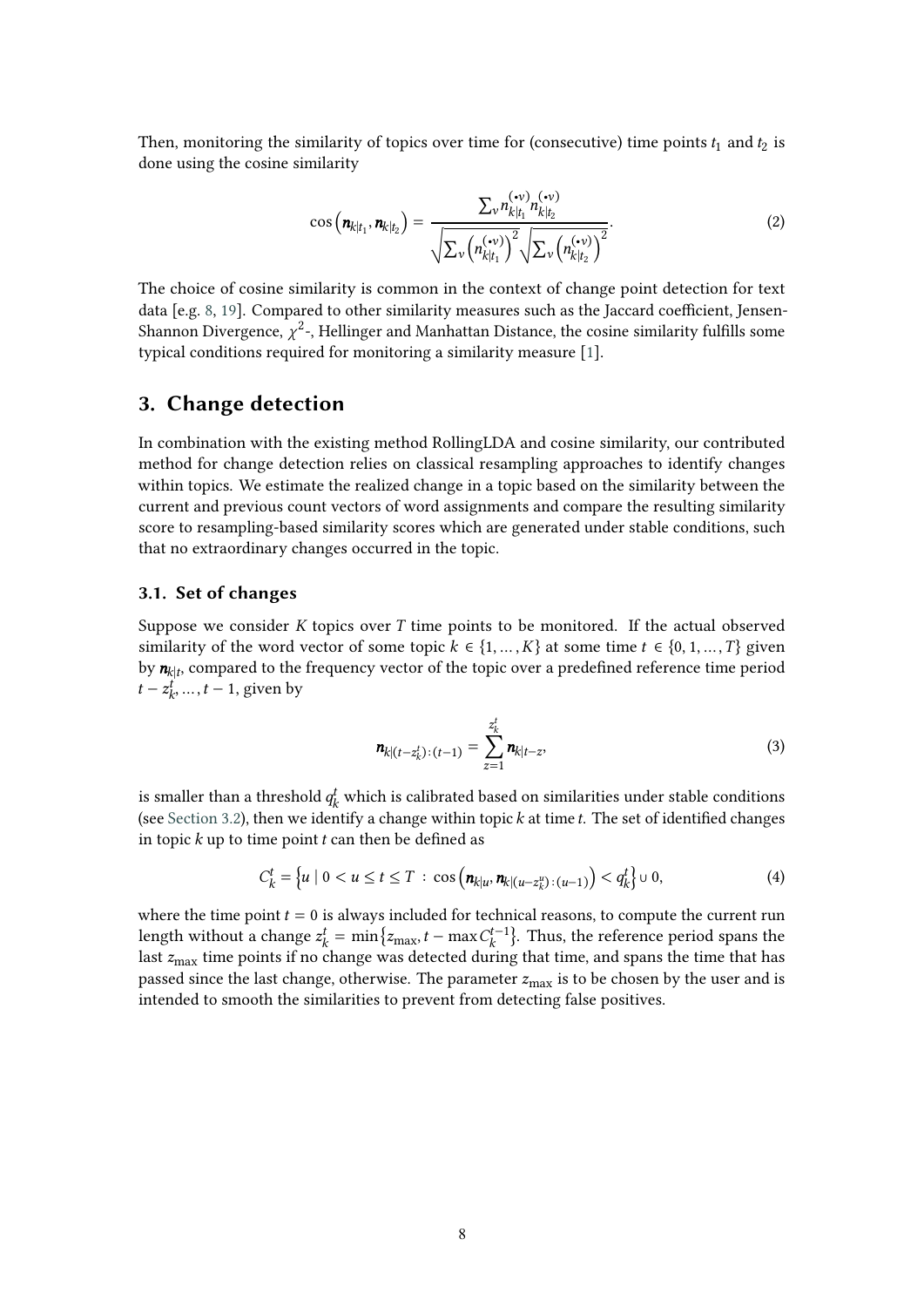Then, monitoring the similarity of topics over time for (consecutive) time points $t_1$ and $t_2$ is done using the cosine similarity

$$\cos\left(\boldsymbol{n}_{k|t_1}, \boldsymbol{n}_{k|t_2}\right) = \frac{\sum_v n_{k|t_1}^{(\bullet v)} n_{k|t_2}^{(\bullet v)}}{\sqrt{\sum_v \left(n_{k|t_1}^{(\bullet v)}\right)^2} \sqrt{\sum_v \left(n_{k|t_2}^{(\bullet v)}\right)^2}}. \tag{2}$$

The choice of cosine similarity is common in the context of change point detection for text data [e.g. 8, 19]. Compared to other similarity measures such as the Jaccard coefficient, Jensen-Shannon Divergence, $\chi^2$-, Hellinger and Manhattan Distance, the cosine similarity fulfills some typical conditions required for monitoring a similarity measure [1].

## 3. Change detection

In combination with the existing method RollingLDA and cosine similarity, our contributed method for change detection relies on classical resampling approaches to identify changes within topics. We estimate the realized change in a topic based on the similarity between the current and previous count vectors of word assignments and compare the resulting similarity score to resampling-based similarity scores which are generated under stable conditions, such that no extraordinary changes occurred in the topic.

### 3.1. Set of changes

Suppose we consider $K$ topics over $T$ time points to be monitored. If the actual observed similarity of the word vector of some topic $k \in \{1, \ldots, K\}$ at some time $t \in \{0, 1, \ldots, T\}$ given by $\boldsymbol{n}_{k|t}$, compared to the frequency vector of the topic over a predefined reference time period $t - z_k^t, \ldots, t-1$, given by

$$\boldsymbol{n}_{k|(t-z_k^t):(t-1)} = \sum_{z=1}^{z_k^t} \boldsymbol{n}_{k|t-z}, \tag{3}$$

is smaller than a threshold $q_k^t$ which is calibrated based on similarities under stable conditions (see Section 3.2), then we identify a change within topic $k$ at time $t$. The set of identified changes in topic $k$ up to time point $t$ can then be defined as

$$C_k^t = \left\{u \mid 0 < u \leq t \leq T \,:\, \cos\left(\boldsymbol{n}_{k|u}, \boldsymbol{n}_{k|(u-z_k^u):(u-1)}\right) < q_k^t\right\} \cup 0, \tag{4}$$

where the time point $t = 0$ is always included for technical reasons, to compute the current run length without a change $z_k^t = \min\{z_{\max}, t - \max C_k^{t-1}\}$. Thus, the reference period spans the last $z_{\max}$ time points if no change was detected during that time, and spans the time that has passed since the last change, otherwise. The parameter $z_{\max}$ is to be chosen by the user and is intended to smooth the similarities to prevent from detecting false positives.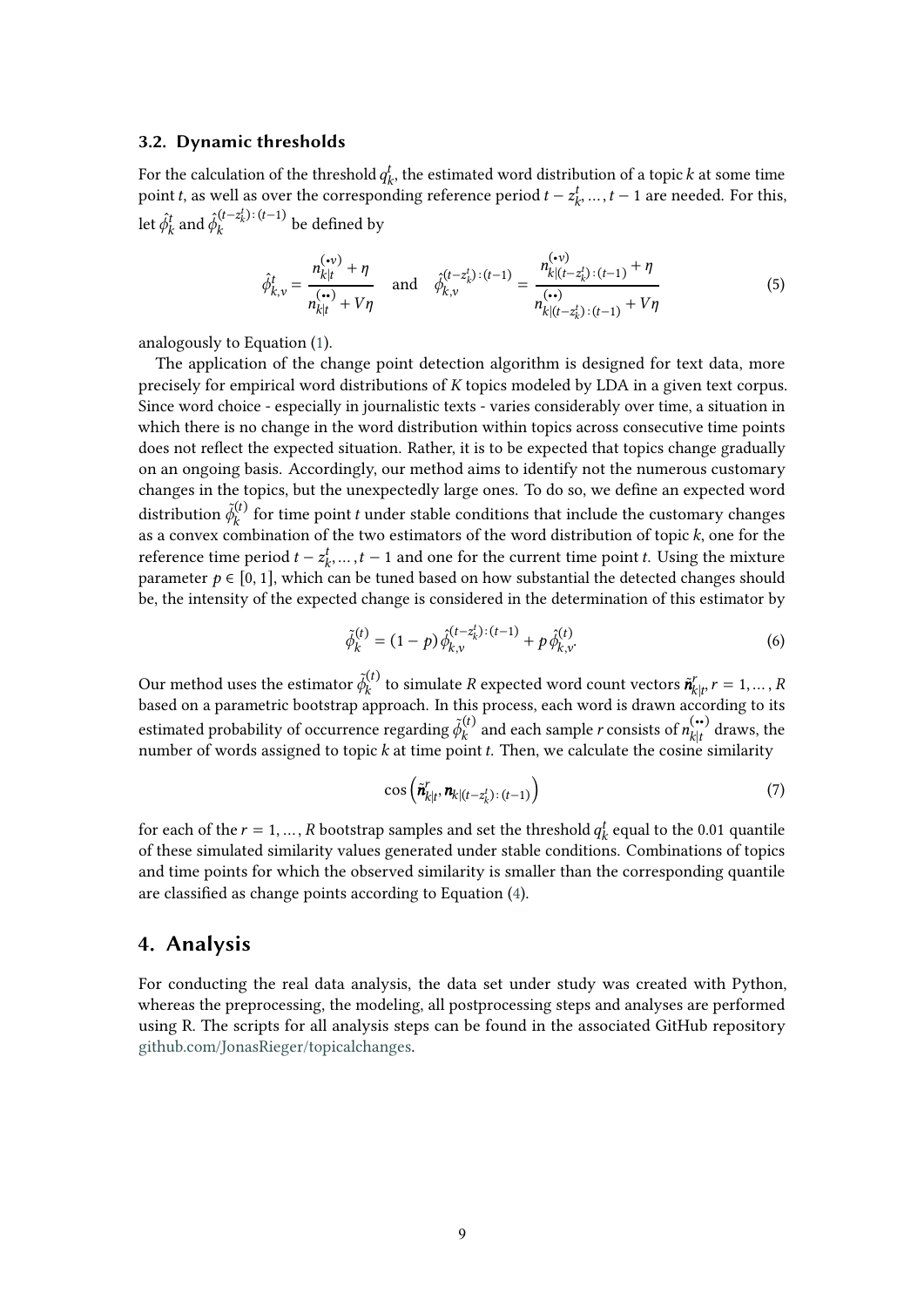### 3.2. Dynamic thresholds

For the calculation of the threshold $q_k^t$, the estimated word distribution of a topic $k$ at some time point $t$, as well as over the corresponding reference period $t - z_k^t, \dots, t-1$ are needed. For this, let $\hat{\phi}_k^t$ and $\hat{\phi}_k^{(t-z_k^t):(t-1)}$ be defined by

$$\hat{\phi}_{k,v}^t = \frac{n_{k|t}^{(\bullet v)} + \eta}{n_{k|t}^{(\bullet\bullet)} + V\eta} \quad \text{and} \quad \hat{\phi}_{k,v}^{(t-z_k^t):(t-1)} = \frac{n_{k|(t-z_k^t):(t-1)}^{(\bullet v)} + \eta}{n_{k|(t-z_k^t):(t-1)}^{(\bullet\bullet)} + V\eta} \tag{5}$$

analogously to Equation (1).

The application of the change point detection algorithm is designed for text data, more precisely for empirical word distributions of $K$ topics modeled by LDA in a given text corpus. Since word choice - especially in journalistic texts - varies considerably over time, a situation in which there is no change in the word distribution within topics across consecutive time points does not reflect the expected situation. Rather, it is to be expected that topics change gradually on an ongoing basis. Accordingly, our method aims to identify not the numerous customary changes in the topics, but the unexpectedly large ones. To do so, we define an expected word distribution $\tilde{\phi}_k^{(t)}$ for time point $t$ under stable conditions that include the customary changes as a convex combination of the two estimators of the word distribution of topic $k$, one for the reference time period $t - z_k^t, \dots, t-1$ and one for the current time point $t$. Using the mixture parameter $p \in [0, 1]$, which can be tuned based on how substantial the detected changes should be, the intensity of the expected change is considered in the determination of this estimator by

$$\tilde{\phi}_k^{(t)} = (1-p)\,\hat{\phi}_{k,v}^{(t-z_k^t):(t-1)} + p\,\hat{\phi}_{k,v}^{(t)}. \tag{6}$$

Our method uses the estimator $\tilde{\phi}_k^{(t)}$ to simulate $R$ expected word count vectors $\tilde{\boldsymbol{n}}_{k|t}^r, r = 1, \dots, R$ based on a parametric bootstrap approach. In this process, each word is drawn according to its estimated probability of occurrence regarding $\tilde{\phi}_k^{(t)}$ and each sample $r$ consists of $n_{k|t}^{(\bullet\bullet)}$ draws, the number of words assigned to topic $k$ at time point $t$. Then, we calculate the cosine similarity

$$\cos\left(\tilde{\boldsymbol{n}}_{k|t}^r, \boldsymbol{n}_{k|(t-z_k^t):(t-1)}\right) \tag{7}$$

for each of the $r = 1, \dots, R$ bootstrap samples and set the threshold $q_k^t$ equal to the 0.01 quantile of these simulated similarity values generated under stable conditions. Combinations of topics and time points for which the observed similarity is smaller than the corresponding quantile are classified as change points according to Equation (4).

## 4. Analysis

For conducting the real data analysis, the data set under study was created with Python, whereas the preprocessing, the modeling, all postprocessing steps and analyses are performed using R. The scripts for all analysis steps can be found in the associated GitHub repository github.com/JonasRieger/topicalchanges.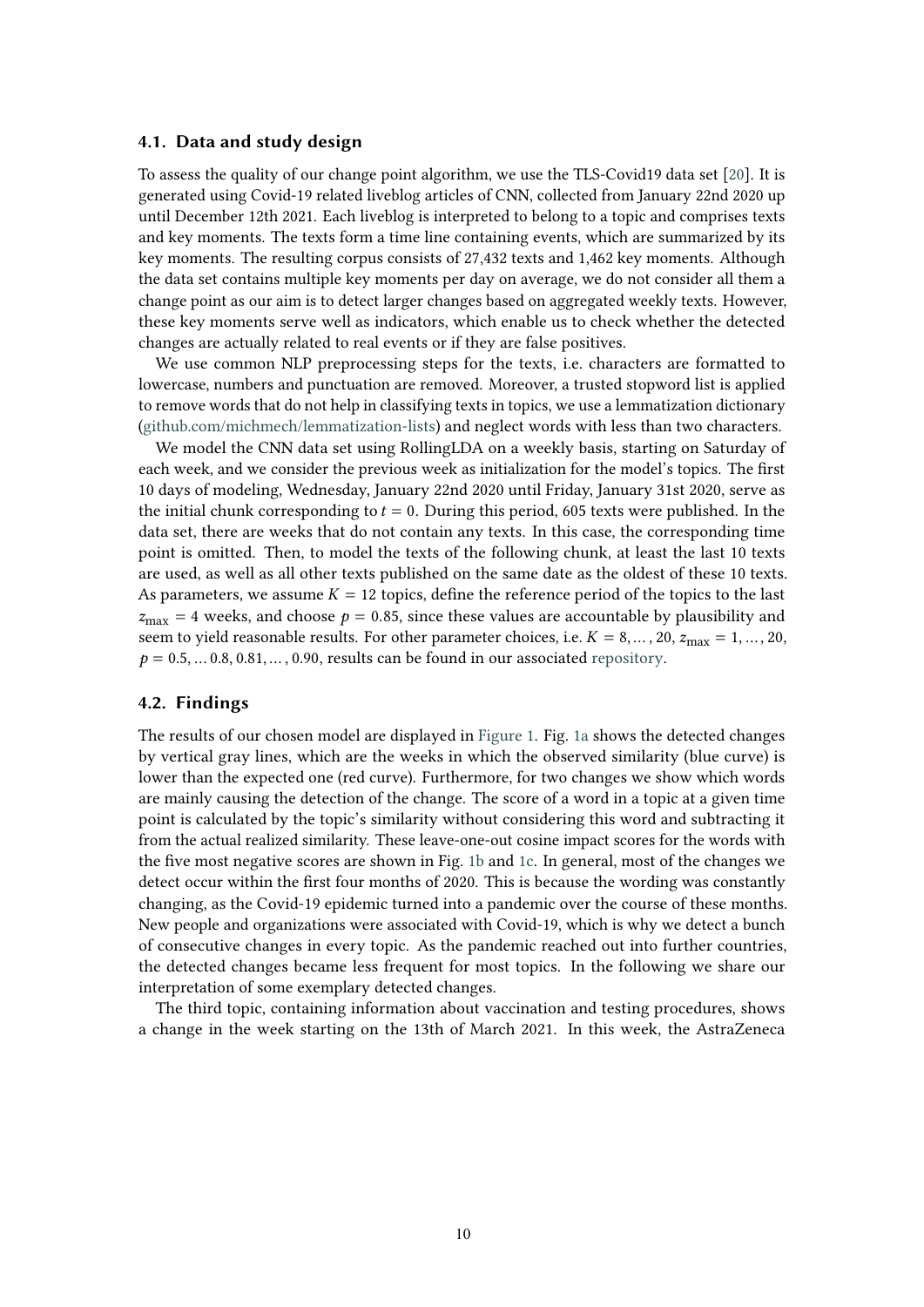### 4.1. Data and study design

To assess the quality of our change point algorithm, we use the TLS-Covid19 data set [20]. It is generated using Covid-19 related liveblog articles of CNN, collected from January 22nd 2020 up until December 12th 2021. Each liveblog is interpreted to belong to a topic and comprises texts and key moments. The texts form a time line containing events, which are summarized by its key moments. The resulting corpus consists of 27,432 texts and 1,462 key moments. Although the data set contains multiple key moments per day on average, we do not consider all them a change point as our aim is to detect larger changes based on aggregated weekly texts. However, these key moments serve well as indicators, which enable us to check whether the detected changes are actually related to real events or if they are false positives.

We use common NLP preprocessing steps for the texts, i.e. characters are formatted to lowercase, numbers and punctuation are removed. Moreover, a trusted stopword list is applied to remove words that do not help in classifying texts in topics, we use a lemmatization dictionary (github.com/michmech/lemmatization-lists) and neglect words with less than two characters.

We model the CNN data set using RollingLDA on a weekly basis, starting on Saturday of each week, and we consider the previous week as initialization for the model's topics. The first 10 days of modeling, Wednesday, January 22nd 2020 until Friday, January 31st 2020, serve as the initial chunk corresponding to $t = 0$. During this period, 605 texts were published. In the data set, there are weeks that do not contain any texts. In this case, the corresponding time point is omitted. Then, to model the texts of the following chunk, at least the last 10 texts are used, as well as all other texts published on the same date as the oldest of these 10 texts. As parameters, we assume $K = 12$ topics, define the reference period of the topics to the last $z_{\max} = 4$ weeks, and choose $p = 0.85$, since these values are accountable by plausibility and seem to yield reasonable results. For other parameter choices, i.e. $K = 8, \dots, 20$, $z_{\max} = 1, \dots, 20$, $p = 0.5, \dots 0.8, 0.81, \dots, 0.90$, results can be found in our associated repository.

### 4.2. Findings

The results of our chosen model are displayed in Figure 1. Fig. 1a shows the detected changes by vertical gray lines, which are the weeks in which the observed similarity (blue curve) is lower than the expected one (red curve). Furthermore, for two changes we show which words are mainly causing the detection of the change. The score of a word in a topic at a given time point is calculated by the topic's similarity without considering this word and subtracting it from the actual realized similarity. These leave-one-out cosine impact scores for the words with the five most negative scores are shown in Fig. 1b and 1c. In general, most of the changes we detect occur within the first four months of 2020. This is because the wording was constantly changing, as the Covid-19 epidemic turned into a pandemic over the course of these months. New people and organizations were associated with Covid-19, which is why we detect a bunch of consecutive changes in every topic. As the pandemic reached out into further countries, the detected changes became less frequent for most topics. In the following we share our interpretation of some exemplary detected changes.

The third topic, containing information about vaccination and testing procedures, shows a change in the week starting on the 13th of March 2021. In this week, the AstraZeneca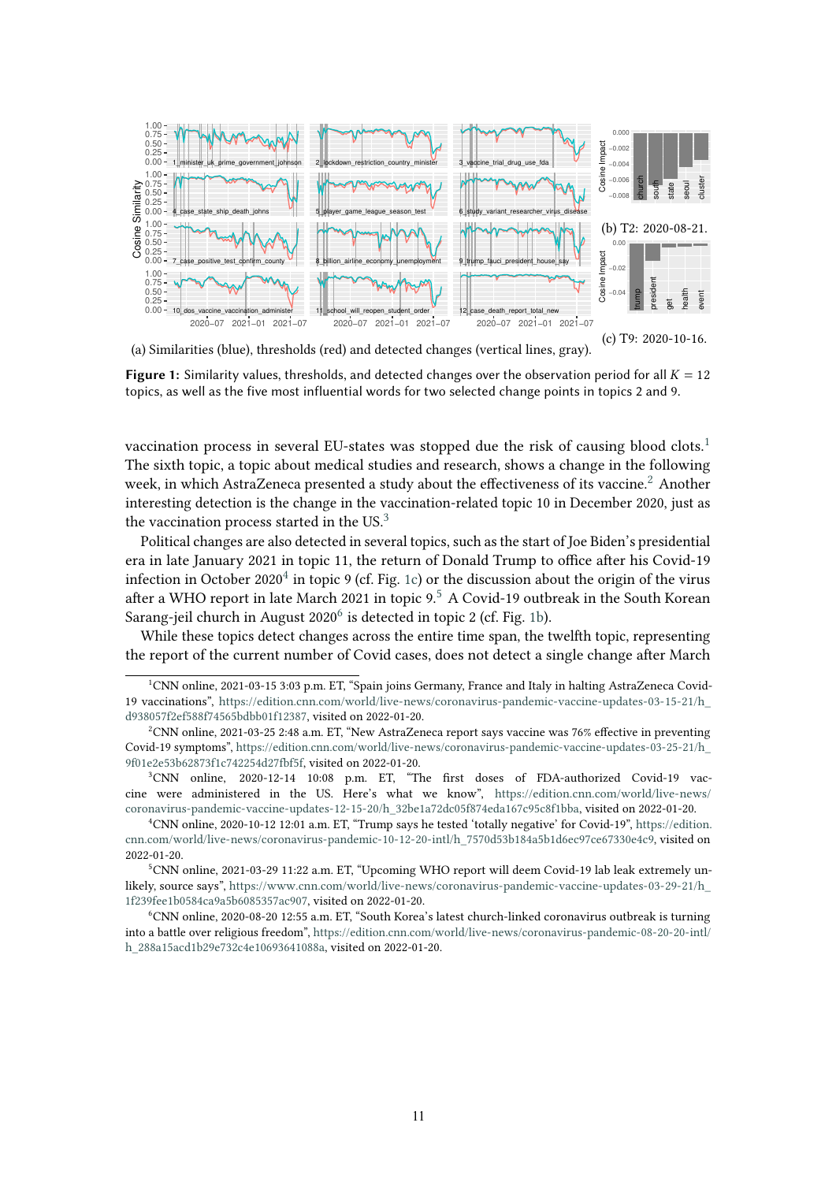(a) Similarities (blue), thresholds (red) and detected changes (vertical lines, gray).

(b) T2: 2020-08-21.

(c) T9: 2020-10-16.

**Figure 1:** Similarity values, thresholds, and detected changes over the observation period for all $K = 12$ topics, as well as the five most influential words for two selected change points in topics 2 and 9.

vaccination process in several EU-states was stopped due the risk of causing blood clots.[1] The sixth topic, a topic about medical studies and research, shows a change in the following week, in which AstraZeneca presented a study about the effectiveness of its vaccine.[2] Another interesting detection is the change in the vaccination-related topic 10 in December 2020, just as the vaccination process started in the US.[3]

Political changes are also detected in several topics, such as the start of Joe Biden's presidential era in late January 2021 in topic 11, the return of Donald Trump to office after his Covid-19 infection in October 2020[4] in topic 9 (cf. Fig. 1c) or the discussion about the origin of the virus after a WHO report in late March 2021 in topic 9.[5] A Covid-19 outbreak in the South Korean Sarang-jeil church in August 2020[6] is detected in topic 2 (cf. Fig. 1b).

While these topics detect changes across the entire time span, the twelfth topic, representing the report of the current number of Covid cases, does not detect a single change after March

[1] CNN online, 2021-03-15 3:03 p.m. ET, "Spain joins Germany, France and Italy in halting AstraZeneca Covid-19 vaccinations", https://edition.cnn.com/world/live-news/coronavirus-pandemic-vaccine-updates-03-15-21/h_d938057f2ef588f74565bdbb01f12387, visited on 2022-01-20.

[2] CNN online, 2021-03-25 2:48 a.m. ET, "New AstraZeneca report says vaccine was 76% effective in preventing Covid-19 symptoms", https://edition.cnn.com/world/live-news/coronavirus-pandemic-vaccine-updates-03-25-21/h_9f01e2e53b62873f1c742254d27fbf5f, visited on 2022-01-20.

[3] CNN online, 2020-12-14 10:08 p.m. ET, "The first doses of FDA-authorized Covid-19 vaccine were administered in the US. Here's what we know", https://edition.cnn.com/world/live-news/coronavirus-pandemic-vaccine-updates-12-15-20/h_32be1a72dc05f874eda167c95c8f1bba, visited on 2022-01-20.

[4] CNN online, 2020-10-12 12:01 a.m. ET, "Trump says he tested 'totally negative' for Covid-19", https://edition.cnn.com/world/live-news/coronavirus-pandemic-10-12-20-intl/h_7570d53b184a5b1d6ec97ce67330e4c9, visited on 2022-01-20.

[5] CNN online, 2021-03-29 11:22 a.m. ET, "Upcoming WHO report will deem Covid-19 lab leak extremely unlikely, source says", https://www.cnn.com/world/live-news/coronavirus-pandemic-vaccine-updates-03-29-21/h_1f239fee1b0584ca9a5b6085357ac907, visited on 2022-01-20.

[6] CNN online, 2020-08-20 12:55 a.m. ET, "South Korea's latest church-linked coronavirus outbreak is turning into a battle over religious freedom", https://edition.cnn.com/world/live-news/coronavirus-pandemic-08-20-20-intl/h_288a15acd1b29e732c4e10693641088a, visited on 2022-01-20.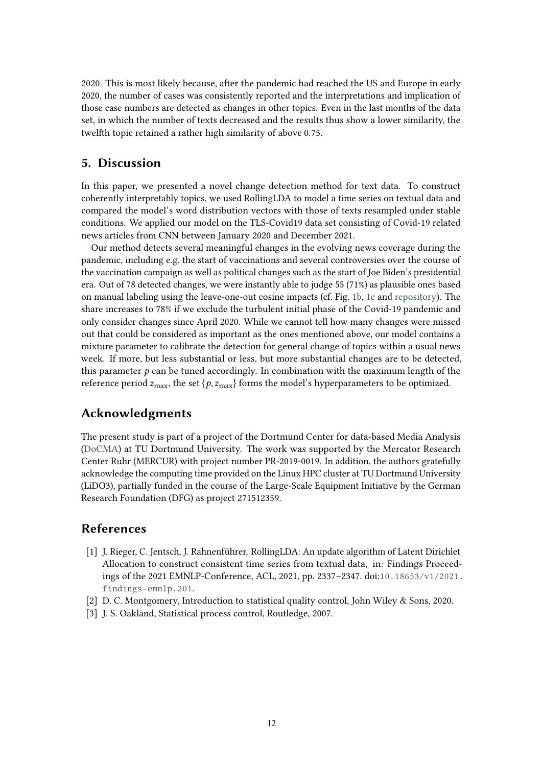2020. This is most likely because, after the pandemic had reached the US and Europe in early 2020, the number of cases was consistently reported and the interpretations and implication of those case numbers are detected as changes in other topics. Even in the last months of the data set, in which the number of texts decreased and the results thus show a lower similarity, the twelfth topic retained a rather high similarity of above 0.75.

## 5. Discussion

In this paper, we presented a novel change detection method for text data. To construct coherently interpretably topics, we used RollingLDA to model a time series on textual data and compared the model's word distribution vectors with those of texts resampled under stable conditions. We applied our model on the TLS-Covid19 data set consisting of Covid-19 related news articles from CNN between January 2020 and December 2021.

Our method detects several meaningful changes in the evolving news coverage during the pandemic, including e.g. the start of vaccinations and several controversies over the course of the vaccination campaign as well as political changes such as the start of Joe Biden's presidential era. Out of 78 detected changes, we were instantly able to judge 55 (71%) as plausible ones based on manual labeling using the leave-one-out cosine impacts (cf. Fig. 1b, 1c and repository). The share increases to 78% if we exclude the turbulent initial phase of the Covid-19 pandemic and only consider changes since April 2020. While we cannot tell how many changes were missed out that could be considered as important as the ones mentioned above, our model contains a mixture parameter to calibrate the detection for general change of topics within a usual news week. If more, but less substantial or less, but more substantial changes are to be detected, this parameter $p$ can be tuned accordingly. In combination with the maximum length of the reference period $z_{\max}$, the set $\{p, z_{\max}\}$ forms the model's hyperparameters to be optimized.

## Acknowledgments

The present study is part of a project of the Dortmund Center for data-based Media Analysis (DoCMA) at TU Dortmund University. The work was supported by the Mercator Research Center Ruhr (MERCUR) with project number PR-2019-0019. In addition, the authors gratefully acknowledge the computing time provided on the Linux HPC cluster at TU Dortmund University (LiDO3), partially funded in the course of the Large-Scale Equipment Initiative by the German Research Foundation (DFG) as project 271512359.

## References

[1] J. Rieger, C. Jentsch, J. Rahnenführer, RollingLDA: An update algorithm of Latent Dirichlet Allocation to construct consistent time series from textual data, in: Findings Proceedings of the 2021 EMNLP-Conference, ACL, 2021, pp. 2337–2347. doi:10.18653/v1/2021.findings-emnlp.201.

[2] D. C. Montgomery, Introduction to statistical quality control, John Wiley & Sons, 2020.

[3] J. S. Oakland, Statistical process control, Routledge, 2007.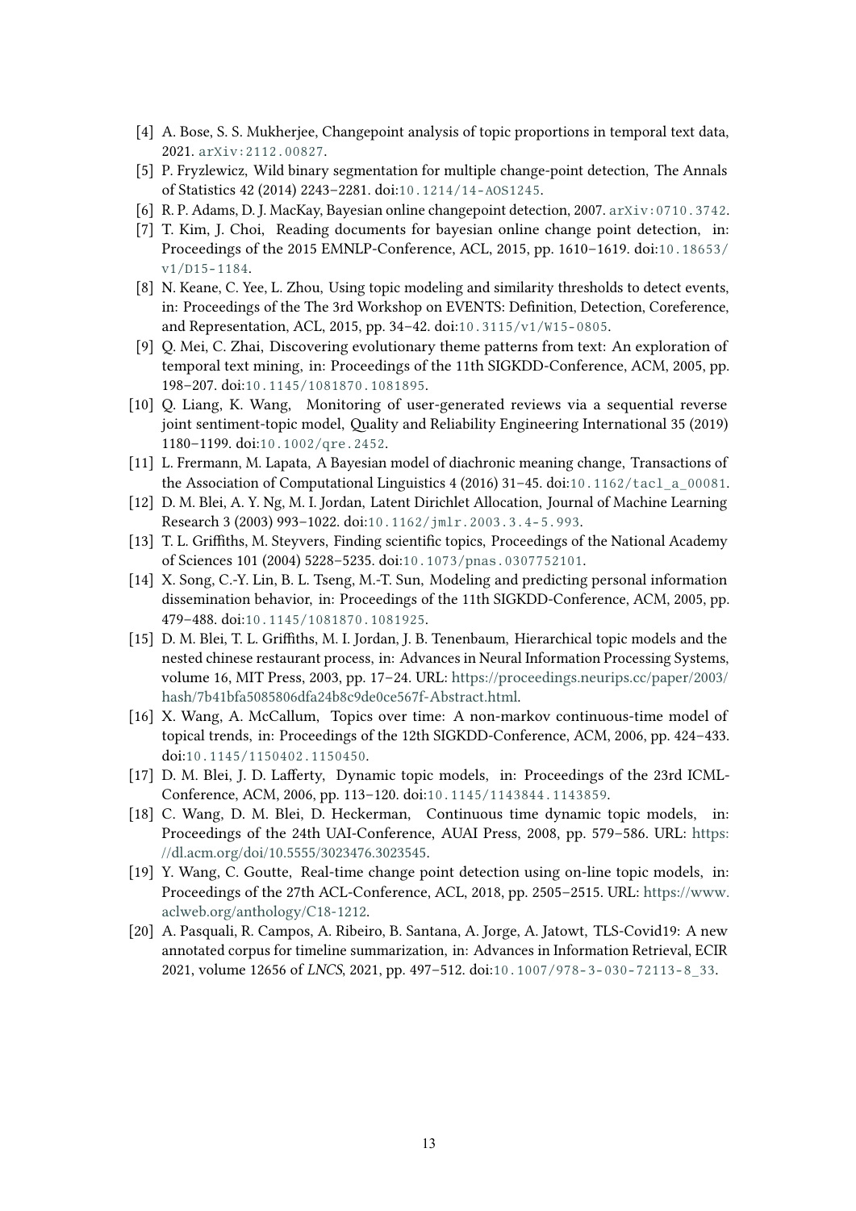[4] A. Bose, S. S. Mukherjee, Changepoint analysis of topic proportions in temporal text data, 2021. arXiv:2112.00827.

[5] P. Fryzlewicz, Wild binary segmentation for multiple change-point detection, The Annals of Statistics 42 (2014) 2243–2281. doi:10.1214/14-AOS1245.

[6] R. P. Adams, D. J. MacKay, Bayesian online changepoint detection, 2007. arXiv:0710.3742.

[7] T. Kim, J. Choi, Reading documents for bayesian online change point detection, in: Proceedings of the 2015 EMNLP-Conference, ACL, 2015, pp. 1610–1619. doi:10.18653/v1/D15-1184.

[8] N. Keane, C. Yee, L. Zhou, Using topic modeling and similarity thresholds to detect events, in: Proceedings of the The 3rd Workshop on EVENTS: Definition, Detection, Coreference, and Representation, ACL, 2015, pp. 34–42. doi:10.3115/v1/W15-0805.

[9] Q. Mei, C. Zhai, Discovering evolutionary theme patterns from text: An exploration of temporal text mining, in: Proceedings of the 11th SIGKDD-Conference, ACM, 2005, pp. 198–207. doi:10.1145/1081870.1081895.

[10] Q. Liang, K. Wang, Monitoring of user-generated reviews via a sequential reverse joint sentiment-topic model, Quality and Reliability Engineering International 35 (2019) 1180–1199. doi:10.1002/qre.2452.

[11] L. Frermann, M. Lapata, A Bayesian model of diachronic meaning change, Transactions of the Association of Computational Linguistics 4 (2016) 31–45. doi:10.1162/tacl_a_00081.

[12] D. M. Blei, A. Y. Ng, M. I. Jordan, Latent Dirichlet Allocation, Journal of Machine Learning Research 3 (2003) 993–1022. doi:10.1162/jmlr.2003.3.4-5.993.

[13] T. L. Griffiths, M. Steyvers, Finding scientific topics, Proceedings of the National Academy of Sciences 101 (2004) 5228–5235. doi:10.1073/pnas.0307752101.

[14] X. Song, C.-Y. Lin, B. L. Tseng, M.-T. Sun, Modeling and predicting personal information dissemination behavior, in: Proceedings of the 11th SIGKDD-Conference, ACM, 2005, pp. 479–488. doi:10.1145/1081870.1081925.

[15] D. M. Blei, T. L. Griffiths, M. I. Jordan, J. B. Tenenbaum, Hierarchical topic models and the nested chinese restaurant process, in: Advances in Neural Information Processing Systems, volume 16, MIT Press, 2003, pp. 17–24. URL: https://proceedings.neurips.cc/paper/2003/hash/7b41bfa5085806dfa24b8c9de0ce567f-Abstract.html.

[16] X. Wang, A. McCallum, Topics over time: A non-markov continuous-time model of topical trends, in: Proceedings of the 12th SIGKDD-Conference, ACM, 2006, pp. 424–433. doi:10.1145/1150402.1150450.

[17] D. M. Blei, J. D. Lafferty, Dynamic topic models, in: Proceedings of the 23rd ICML-Conference, ACM, 2006, pp. 113–120. doi:10.1145/1143844.1143859.

[18] C. Wang, D. M. Blei, D. Heckerman, Continuous time dynamic topic models, in: Proceedings of the 24th UAI-Conference, AUAI Press, 2008, pp. 579–586. URL: https://dl.acm.org/doi/10.5555/3023476.3023545.

[19] Y. Wang, C. Goutte, Real-time change point detection using on-line topic models, in: Proceedings of the 27th ACL-Conference, ACL, 2018, pp. 2505–2515. URL: https://www.aclweb.org/anthology/C18-1212.

[20] A. Pasquali, R. Campos, A. Ribeiro, B. Santana, A. Jorge, A. Jatowt, TLS-Covid19: A new annotated corpus for timeline summarization, in: Advances in Information Retrieval, ECIR 2021, volume 12656 of *LNCS*, 2021, pp. 497–512. doi:10.1007/978-3-030-72113-8_33.